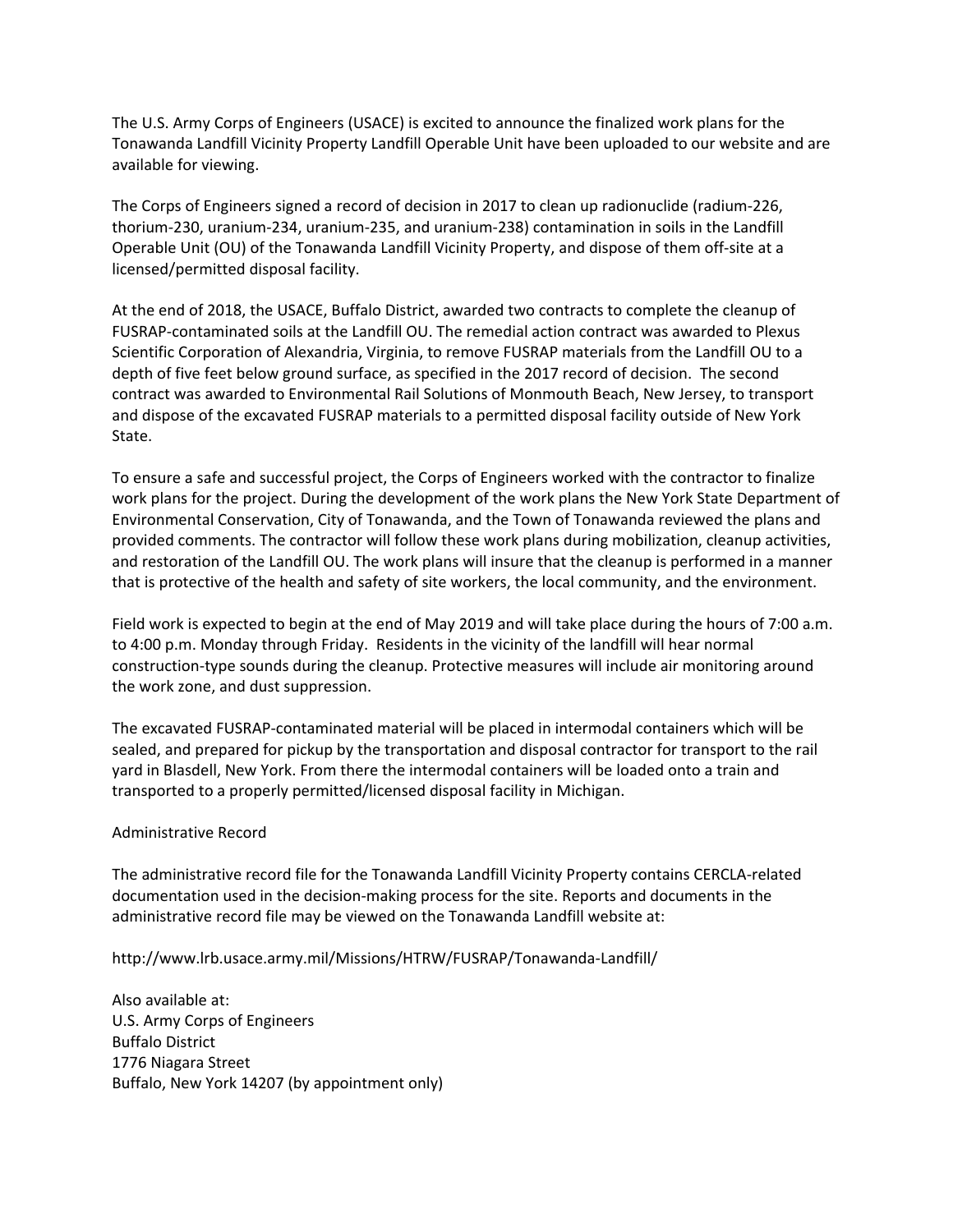The U.S. Army Corps of Engineers (USACE) is excited to announce the finalized work plans for the Tonawanda Landfill Vicinity Property Landfill Operable Unit have been uploaded to our website and are available for viewing.

The Corps of Engineers signed a record of decision in 2017 to clean up radionuclide (radium-226, thorium-230, uranium-234, uranium-235, and uranium-238) contamination in soils in the Landfill Operable Unit (OU) of the Tonawanda Landfill Vicinity Property, and dispose of them off-site at a licensed/permitted disposal facility.

At the end of 2018, the USACE, Buffalo District, awarded two contracts to complete the cleanup of FUSRAP-contaminated soils at the Landfill OU. The remedial action contract was awarded to Plexus Scientific Corporation of Alexandria, Virginia, to remove FUSRAP materials from the Landfill OU to a depth of five feet below ground surface, as specified in the 2017 record of decision. The second contract was awarded to Environmental Rail Solutions of Monmouth Beach, New Jersey, to transport and dispose of the excavated FUSRAP materials to a permitted disposal facility outside of New York State.

To ensure a safe and successful project, the Corps of Engineers worked with the contractor to finalize work plans for the project. During the development of the work plans the New York State Department of Environmental Conservation, City of Tonawanda, and the Town of Tonawanda reviewed the plans and provided comments. The contractor will follow these work plans during mobilization, cleanup activities, and restoration of the Landfill OU. The work plans will insure that the cleanup is performed in a manner that is protective of the health and safety of site workers, the local community, and the environment.

Field work is expected to begin at the end of May 2019 and will take place during the hours of 7:00 a.m. to 4:00 p.m. Monday through Friday. Residents in the vicinity of the landfill will hear normal construction-type sounds during the cleanup. Protective measures will include air monitoring around the work zone, and dust suppression.

The excavated FUSRAP-contaminated material will be placed in intermodal containers which will be sealed, and prepared for pickup by the transportation and disposal contractor for transport to the rail yard in Blasdell, New York. From there the intermodal containers will be loaded onto a train and transported to a properly permitted/licensed disposal facility in Michigan.

Administrative Record

The administrative record file for the Tonawanda Landfill Vicinity Property contains CERCLA-related documentation used in the decision-making process for the site. Reports and documents in the administrative record file may be viewed on the Tonawanda Landfill website at:

http://www.lrb.usace.army.mil/Missions/HTRW/FUSRAP/Tonawanda-Landfill/

Also available at:
U.S. Army Corps of Engineers
Buffalo District
1776 Niagara Street
Buffalo, New York 14207 (by appointment only)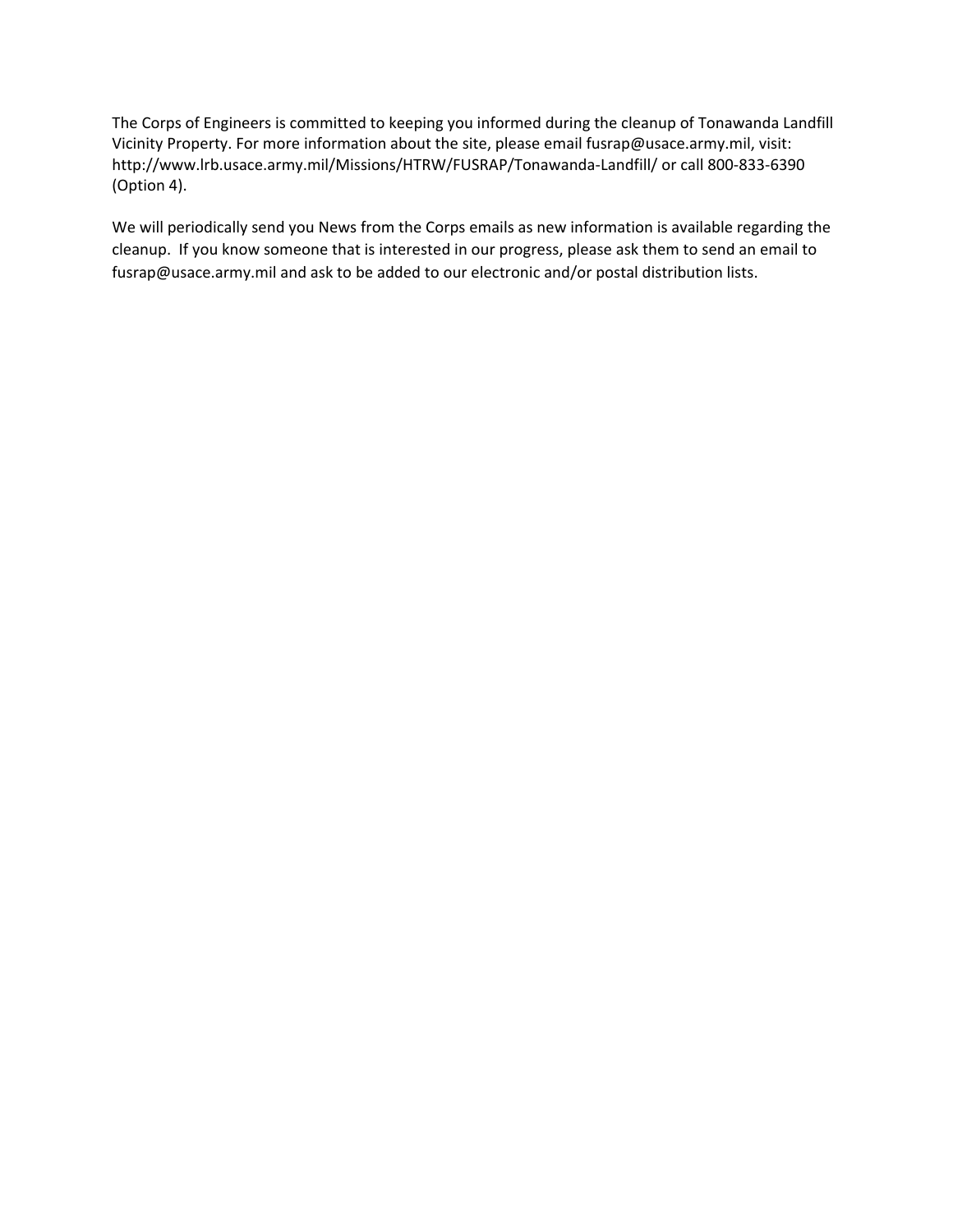The Corps of Engineers is committed to keeping you informed during the cleanup of Tonawanda Landfill Vicinity Property. For more information about the site, please email fusrap@usace.army.mil, visit: http://www.lrb.usace.army.mil/Missions/HTRW/FUSRAP/Tonawanda-Landfill/ or call 800-833-6390 (Option 4).

We will periodically send you News from the Corps emails as new information is available regarding the cleanup. If you know someone that is interested in our progress, please ask them to send an email to fusrap@usace.army.mil and ask to be added to our electronic and/or postal distribution lists.